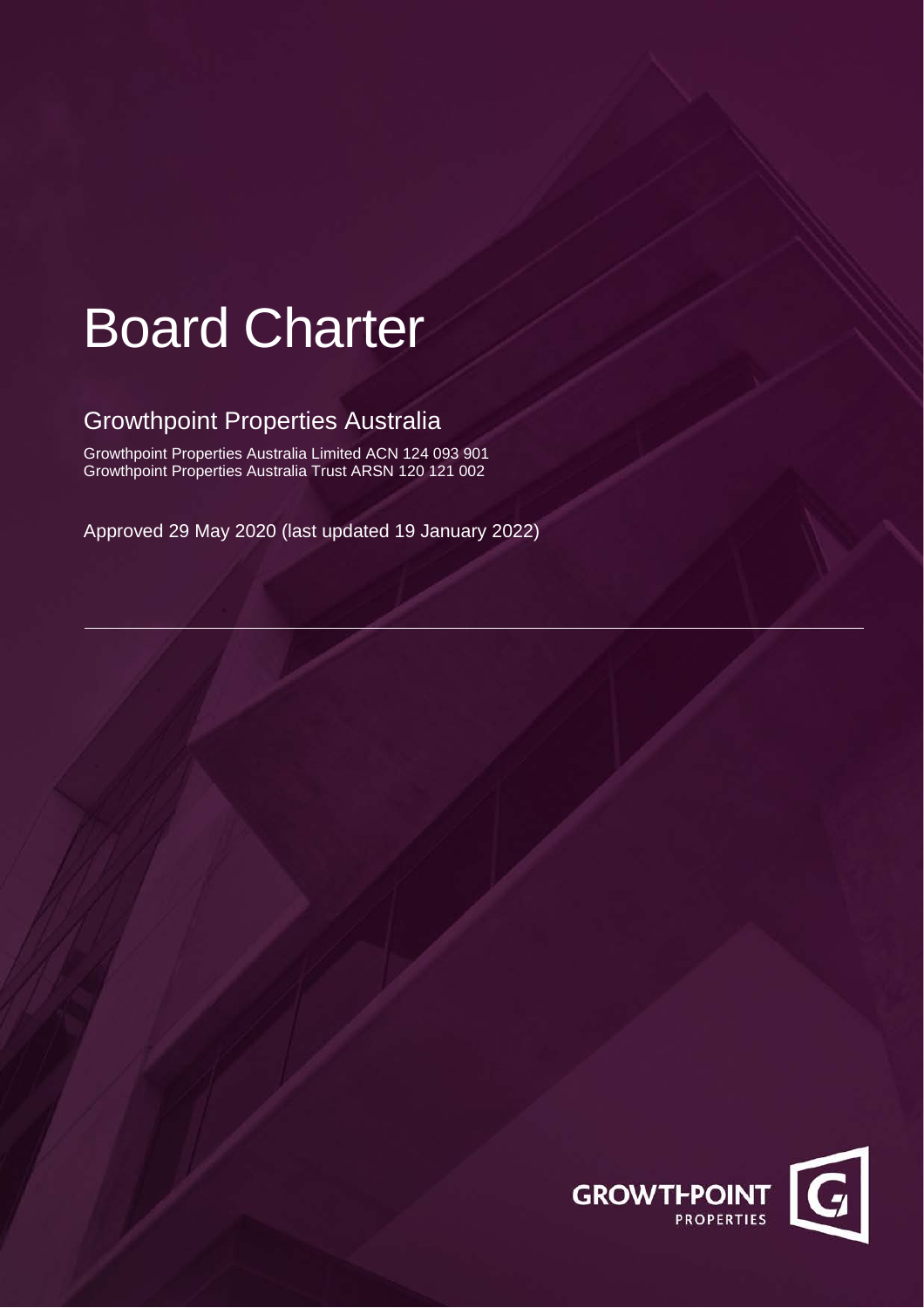# Board Charter

## Growthpoint Properties Australia

Growthpoint Properties Australia Limited ACN 124 093 901
Growthpoint Properties Australia Trust ARSN 120 121 002

Approved 29 May 2020 (last updated 19 January 2022)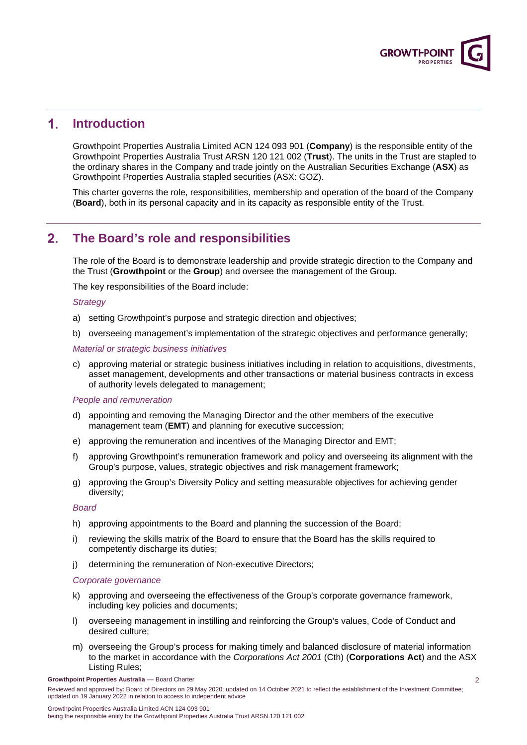## 1. Introduction

Growthpoint Properties Australia Limited ACN 124 093 901 (**Company**) is the responsible entity of the Growthpoint Properties Australia Trust ARSN 120 121 002 (**Trust**). The units in the Trust are stapled to the ordinary shares in the Company and trade jointly on the Australian Securities Exchange (**ASX**) as Growthpoint Properties Australia stapled securities (ASX: GOZ).

This charter governs the role, responsibilities, membership and operation of the board of the Company (**Board**), both in its personal capacity and in its capacity as responsible entity of the Trust.

## 2. The Board's role and responsibilities

The role of the Board is to demonstrate leadership and provide strategic direction to the Company and the Trust (**Growthpoint** or the **Group**) and oversee the management of the Group.

The key responsibilities of the Board include:

*Strategy*

a) setting Growthpoint's purpose and strategic direction and objectives;

b) overseeing management's implementation of the strategic objectives and performance generally;

*Material or strategic business initiatives*

c) approving material or strategic business initiatives including in relation to acquisitions, divestments, asset management, developments and other transactions or material business contracts in excess of authority levels delegated to management;

*People and remuneration*

d) appointing and removing the Managing Director and the other members of the executive management team (**EMT**) and planning for executive succession;

e) approving the remuneration and incentives of the Managing Director and EMT;

f) approving Growthpoint's remuneration framework and policy and overseeing its alignment with the Group's purpose, values, strategic objectives and risk management framework;

g) approving the Group's Diversity Policy and setting measurable objectives for achieving gender diversity;

*Board*

h) approving appointments to the Board and planning the succession of the Board;

i) reviewing the skills matrix of the Board to ensure that the Board has the skills required to competently discharge its duties;

j) determining the remuneration of Non-executive Directors;

*Corporate governance*

k) approving and overseeing the effectiveness of the Group's corporate governance framework, including key policies and documents;

l) overseeing management in instilling and reinforcing the Group's values, Code of Conduct and desired culture;

m) overseeing the Group's process for making timely and balanced disclosure of material information to the market in accordance with the *Corporations Act 2001* (Cth) (**Corporations Act**) and the ASX Listing Rules;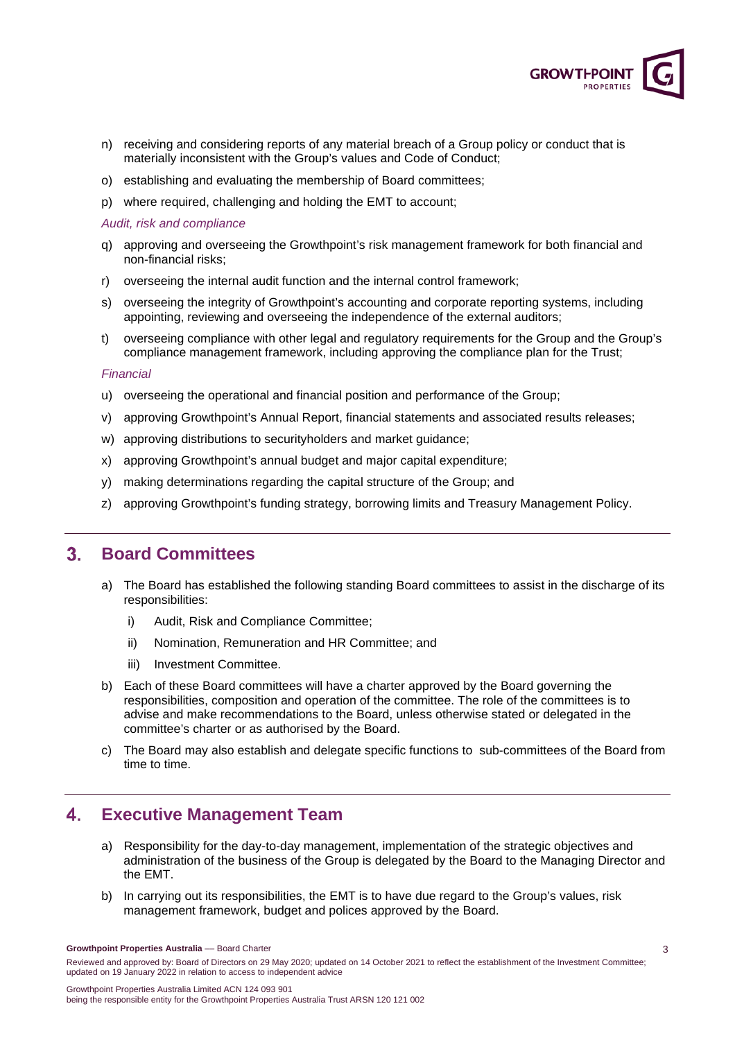n) receiving and considering reports of any material breach of a Group policy or conduct that is materially inconsistent with the Group's values and Code of Conduct;

o) establishing and evaluating the membership of Board committees;

p) where required, challenging and holding the EMT to account;

*Audit, risk and compliance*

q) approving and overseeing the Growthpoint's risk management framework for both financial and non-financial risks;

r) overseeing the internal audit function and the internal control framework;

s) overseeing the integrity of Growthpoint's accounting and corporate reporting systems, including appointing, reviewing and overseeing the independence of the external auditors;

t) overseeing compliance with other legal and regulatory requirements for the Group and the Group's compliance management framework, including approving the compliance plan for the Trust;

*Financial*

u) overseeing the operational and financial position and performance of the Group;

v) approving Growthpoint's Annual Report, financial statements and associated results releases;

w) approving distributions to securityholders and market guidance;

x) approving Growthpoint's annual budget and major capital expenditure;

y) making determinations regarding the capital structure of the Group; and

z) approving Growthpoint's funding strategy, borrowing limits and Treasury Management Policy.

## 3. Board Committees

a) The Board has established the following standing Board committees to assist in the discharge of its responsibilities:

   i) Audit, Risk and Compliance Committee;

   ii) Nomination, Remuneration and HR Committee; and

   iii) Investment Committee.

b) Each of these Board committees will have a charter approved by the Board governing the responsibilities, composition and operation of the committee. The role of the committees is to advise and make recommendations to the Board, unless otherwise stated or delegated in the committee's charter or as authorised by the Board.

c) The Board may also establish and delegate specific functions to sub-committees of the Board from time to time.

## 4. Executive Management Team

a) Responsibility for the day-to-day management, implementation of the strategic objectives and administration of the business of the Group is delegated by the Board to the Managing Director and the EMT.

b) In carrying out its responsibilities, the EMT is to have due regard to the Group's values, risk management framework, budget and polices approved by the Board.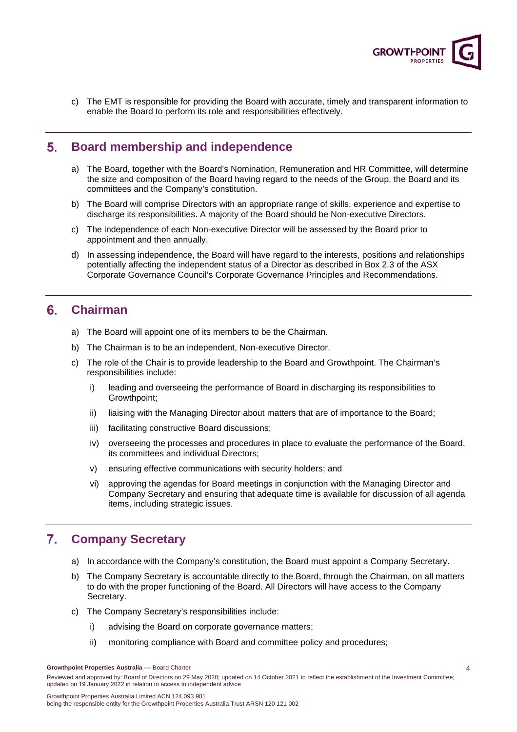c) The EMT is responsible for providing the Board with accurate, timely and transparent information to enable the Board to perform its role and responsibilities effectively.

## 5. Board membership and independence

a) The Board, together with the Board's Nomination, Remuneration and HR Committee, will determine the size and composition of the Board having regard to the needs of the Group, the Board and its committees and the Company's constitution.

b) The Board will comprise Directors with an appropriate range of skills, experience and expertise to discharge its responsibilities. A majority of the Board should be Non-executive Directors.

c) The independence of each Non-executive Director will be assessed by the Board prior to appointment and then annually.

d) In assessing independence, the Board will have regard to the interests, positions and relationships potentially affecting the independent status of a Director as described in Box 2.3 of the ASX Corporate Governance Council's Corporate Governance Principles and Recommendations.

## 6. Chairman

a) The Board will appoint one of its members to be the Chairman.

b) The Chairman is to be an independent, Non-executive Director.

c) The role of the Chair is to provide leadership to the Board and Growthpoint. The Chairman's responsibilities include:

   i) leading and overseeing the performance of Board in discharging its responsibilities to Growthpoint;

   ii) liaising with the Managing Director about matters that are of importance to the Board;

   iii) facilitating constructive Board discussions;

   iv) overseeing the processes and procedures in place to evaluate the performance of the Board, its committees and individual Directors;

   v) ensuring effective communications with security holders; and

   vi) approving the agendas for Board meetings in conjunction with the Managing Director and Company Secretary and ensuring that adequate time is available for discussion of all agenda items, including strategic issues.

## 7. Company Secretary

a) In accordance with the Company's constitution, the Board must appoint a Company Secretary.

b) The Company Secretary is accountable directly to the Board, through the Chairman, on all matters to do with the proper functioning of the Board. All Directors will have access to the Company Secretary.

c) The Company Secretary's responsibilities include:

   i) advising the Board on corporate governance matters;

   ii) monitoring compliance with Board and committee policy and procedures;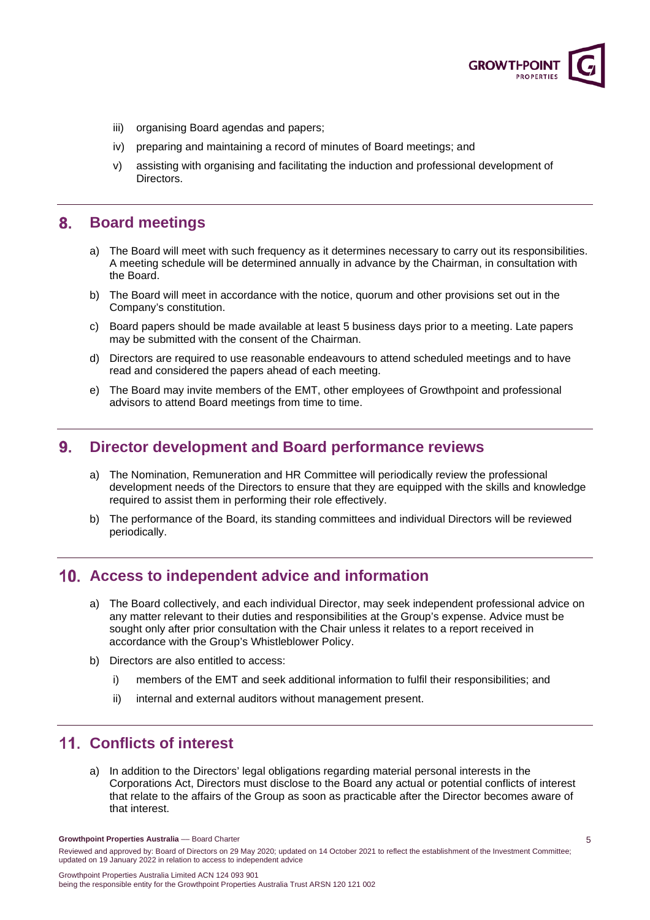iii) organising Board agendas and papers;

iv) preparing and maintaining a record of minutes of Board meetings; and

v) assisting with organising and facilitating the induction and professional development of Directors.

## 8. Board meetings

a) The Board will meet with such frequency as it determines necessary to carry out its responsibilities. A meeting schedule will be determined annually in advance by the Chairman, in consultation with the Board.

b) The Board will meet in accordance with the notice, quorum and other provisions set out in the Company's constitution.

c) Board papers should be made available at least 5 business days prior to a meeting. Late papers may be submitted with the consent of the Chairman.

d) Directors are required to use reasonable endeavours to attend scheduled meetings and to have read and considered the papers ahead of each meeting.

e) The Board may invite members of the EMT, other employees of Growthpoint and professional advisors to attend Board meetings from time to time.

## 9. Director development and Board performance reviews

a) The Nomination, Remuneration and HR Committee will periodically review the professional development needs of the Directors to ensure that they are equipped with the skills and knowledge required to assist them in performing their role effectively.

b) The performance of the Board, its standing committees and individual Directors will be reviewed periodically.

## 10. Access to independent advice and information

a) The Board collectively, and each individual Director, may seek independent professional advice on any matter relevant to their duties and responsibilities at the Group's expense. Advice must be sought only after prior consultation with the Chair unless it relates to a report received in accordance with the Group's Whistleblower Policy.

b) Directors are also entitled to access:

i) members of the EMT and seek additional information to fulfil their responsibilities; and

ii) internal and external auditors without management present.

## 11. Conflicts of interest

a) In addition to the Directors' legal obligations regarding material personal interests in the Corporations Act, Directors must disclose to the Board any actual or potential conflicts of interest that relate to the affairs of the Group as soon as practicable after the Director becomes aware of that interest.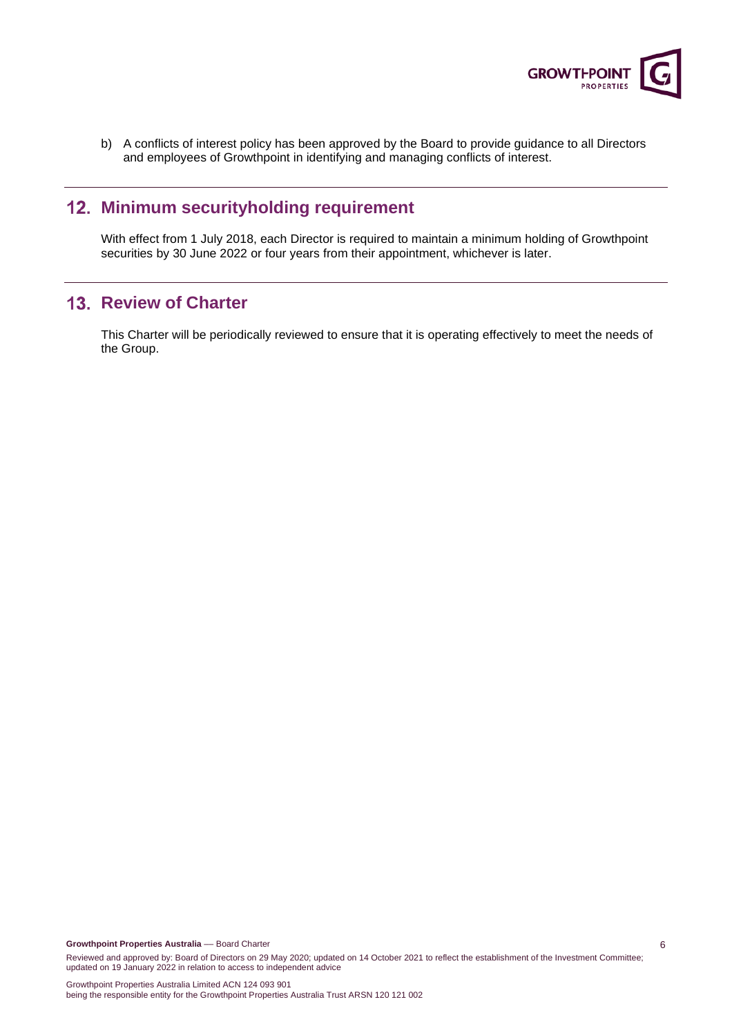b) A conflicts of interest policy has been approved by the Board to provide guidance to all Directors and employees of Growthpoint in identifying and managing conflicts of interest.

## 12. Minimum securityholding requirement

With effect from 1 July 2018, each Director is required to maintain a minimum holding of Growthpoint securities by 30 June 2022 or four years from their appointment, whichever is later.

## 13. Review of Charter

This Charter will be periodically reviewed to ensure that it is operating effectively to meet the needs of the Group.

Reviewed and approved by: Board of Directors on 29 May 2020; updated on 14 October 2021 to reflect the establishment of the Investment Committee; updated on 19 January 2022 in relation to access to independent advice